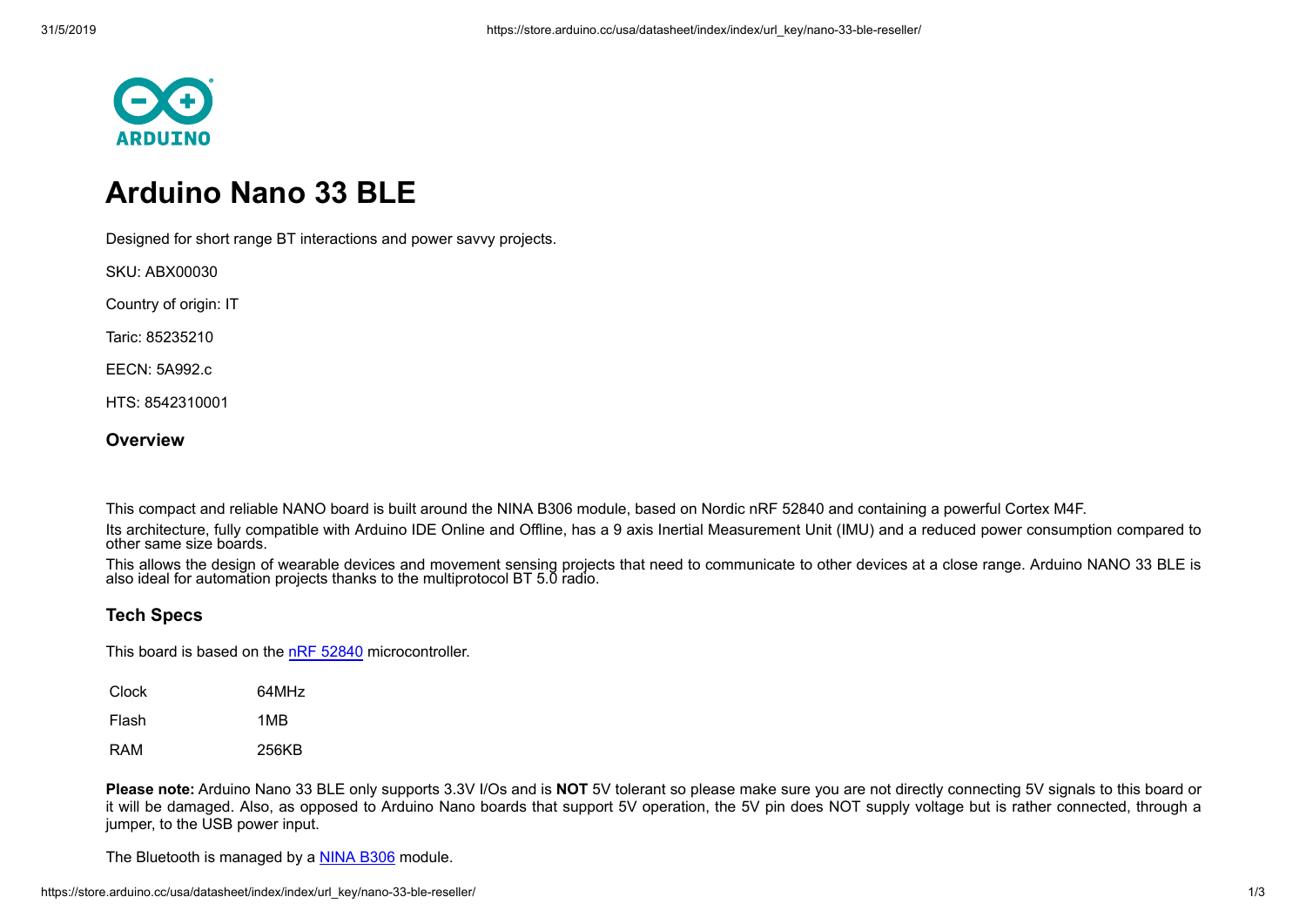# Arduino Nano 33 BLE

Designed for short range BT interactions and power savvy projects.

SKU: ABX00030

Country of origin: IT

Taric: 85235210

EECN: 5A992.c

HTS: 8542310001

### Overview

This compact and reliable NANO board is built around the NINA B306 module, based on Nordic nRF 52840 and containing a powerful Cortex M4F.

Its architecture, fully compatible with Arduino IDE Online and Offline, has a 9 axis Inertial Measurement Unit (IMU) and a reduced power consumption compared to other same size boards.

This allows the design of wearable devices and movement sensing projects that need to communicate to other devices at a close range. Arduino NANO 33 BLE is also ideal for automation projects thanks to the multiprotocol BT 5.0 radio.

### Tech Specs

This board is based on the [nRF 52840] microcontroller.

| | |
|---|---|
| Clock | 64MHz |
| Flash | 1MB |
| RAM | 256KB |

**Please note:** Arduino Nano 33 BLE only supports 3.3V I/Os and is **NOT** 5V tolerant so please make sure you are not directly connecting 5V signals to this board or it will be damaged. Also, as opposed to Arduino Nano boards that support 5V operation, the 5V pin does NOT supply voltage but is rather connected, through a jumper, to the USB power input.

The Bluetooth is managed by a [NINA B306] module.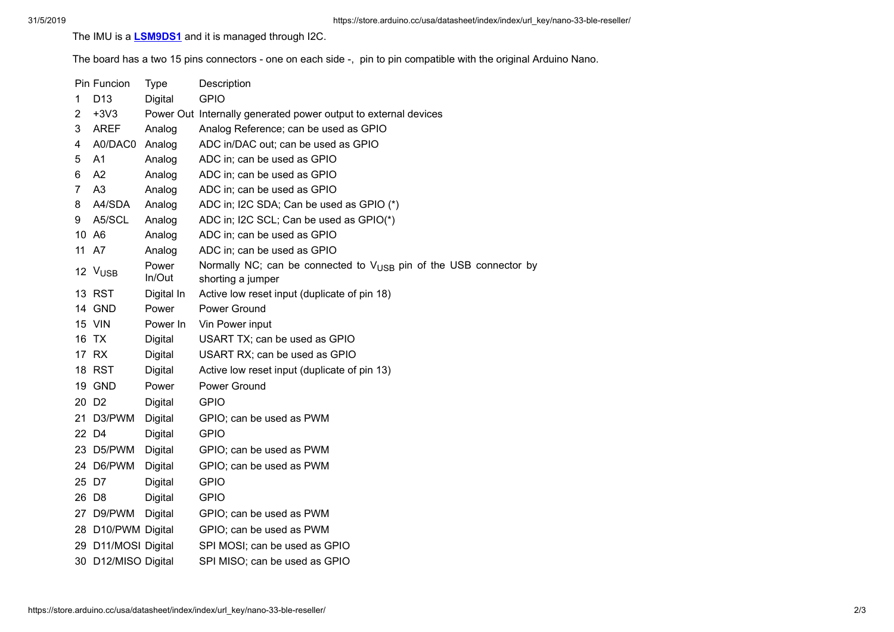The IMU is a **LSM9DS1** and it is managed through I2C.

The board has a two 15 pins connectors - one on each side -, pin to pin compatible with the original Arduino Nano.

| Pin | Funcion | Type | Description |
|---|---|---|---|
| 1 | D13 | Digital | GPIO |
| 2 | +3V3 | Power Out | Internally generated power output to external devices |
| 3 | AREF | Analog | Analog Reference; can be used as GPIO |
| 4 | A0/DAC0 | Analog | ADC in/DAC out; can be used as GPIO |
| 5 | A1 | Analog | ADC in; can be used as GPIO |
| 6 | A2 | Analog | ADC in; can be used as GPIO |
| 7 | A3 | Analog | ADC in; can be used as GPIO |
| 8 | A4/SDA | Analog | ADC in; I2C SDA; Can be used as GPIO (*) |
| 9 | A5/SCL | Analog | ADC in; I2C SCL; Can be used as GPIO(*) |
| 10 | A6 | Analog | ADC in; can be used as GPIO |
| 11 | A7 | Analog | ADC in; can be used as GPIO |
| 12 | $V_{USB}$ | Power In/Out | Normally NC; can be connected to $V_{USB}$ pin of the USB connector by shorting a jumper |
| 13 | RST | Digital In | Active low reset input (duplicate of pin 18) |
| 14 | GND | Power | Power Ground |
| 15 | VIN | Power In | Vin Power input |
| 16 | TX | Digital | USART TX; can be used as GPIO |
| 17 | RX | Digital | USART RX; can be used as GPIO |
| 18 | RST | Digital | Active low reset input (duplicate of pin 13) |
| 19 | GND | Power | Power Ground |
| 20 | D2 | Digital | GPIO |
| 21 | D3/PWM | Digital | GPIO; can be used as PWM |
| 22 | D4 | Digital | GPIO |
| 23 | D5/PWM | Digital | GPIO; can be used as PWM |
| 24 | D6/PWM | Digital | GPIO; can be used as PWM |
| 25 | D7 | Digital | GPIO |
| 26 | D8 | Digital | GPIO |
| 27 | D9/PWM | Digital | GPIO; can be used as PWM |
| 28 | D10/PWM | Digital | GPIO; can be used as PWM |
| 29 | D11/MOSI | Digital | SPI MOSI; can be used as GPIO |
| 30 | D12/MISO | Digital | SPI MISO; can be used as GPIO |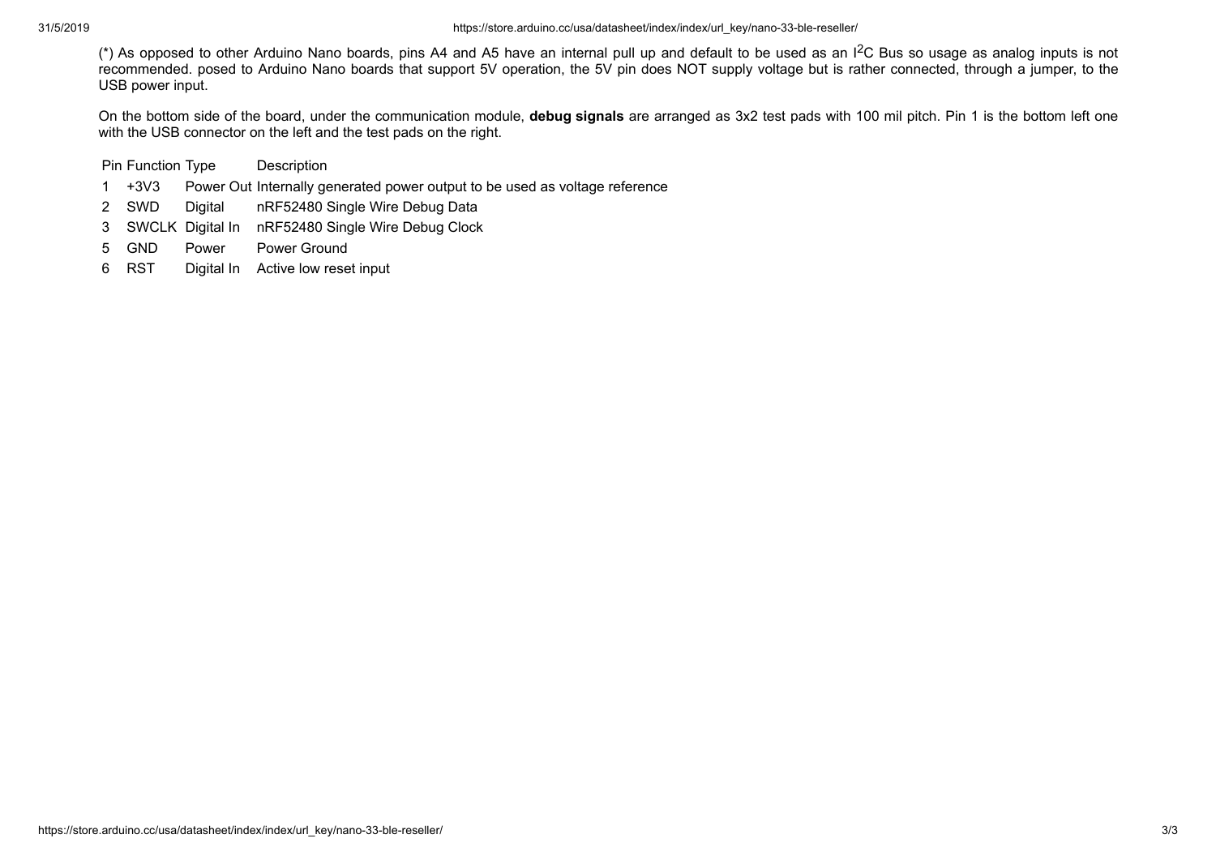(*) As opposed to other Arduino Nano boards, pins A4 and A5 have an internal pull up and default to be used as an I$^2$C Bus so usage as analog inputs is not recommended. posed to Arduino Nano boards that support 5V operation, the 5V pin does NOT supply voltage but is rather connected, through a jumper, to the USB power input.

On the bottom side of the board, under the communication module, **debug signals** are arranged as 3x2 test pads with 100 mil pitch. Pin 1 is the bottom left one with the USB connector on the left and the test pads on the right.

| Pin | Function | Type | Description |
|---|---|---|---|
| 1 | +3V3 | Power Out | Internally generated power output to be used as voltage reference |
| 2 | SWD | Digital | nRF52480 Single Wire Debug Data |
| 3 | SWCLK | Digital In | nRF52480 Single Wire Debug Clock |
| 5 | GND | Power | Power Ground |
| 6 | RST | Digital In | Active low reset input |